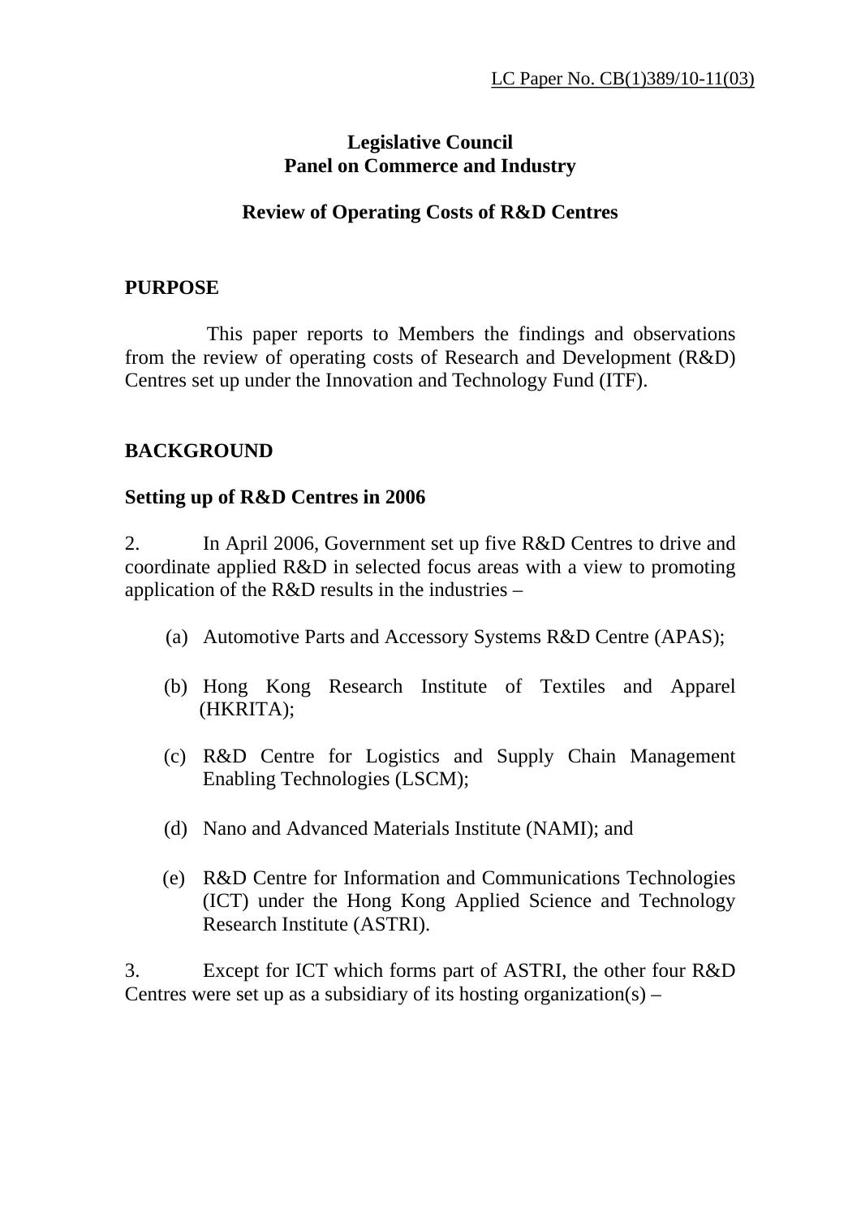LC Paper No. CB(1)389/10-11(03)

**Legislative Council**
**Panel on Commerce and Industry**

**Review of Operating Costs of R&D Centres**

## PURPOSE

This paper reports to Members the findings and observations from the review of operating costs of Research and Development (R&D) Centres set up under the Innovation and Technology Fund (ITF).

## BACKGROUND

### Setting up of R&D Centres in 2006

2. In April 2006, Government set up five R&D Centres to drive and coordinate applied R&D in selected focus areas with a view to promoting application of the R&D results in the industries –

(a) Automotive Parts and Accessory Systems R&D Centre (APAS);

(b) Hong Kong Research Institute of Textiles and Apparel (HKRITA);

(c) R&D Centre for Logistics and Supply Chain Management Enabling Technologies (LSCM);

(d) Nano and Advanced Materials Institute (NAMI); and

(e) R&D Centre for Information and Communications Technologies (ICT) under the Hong Kong Applied Science and Technology Research Institute (ASTRI).

3. Except for ICT which forms part of ASTRI, the other four R&D Centres were set up as a subsidiary of its hosting organization(s) –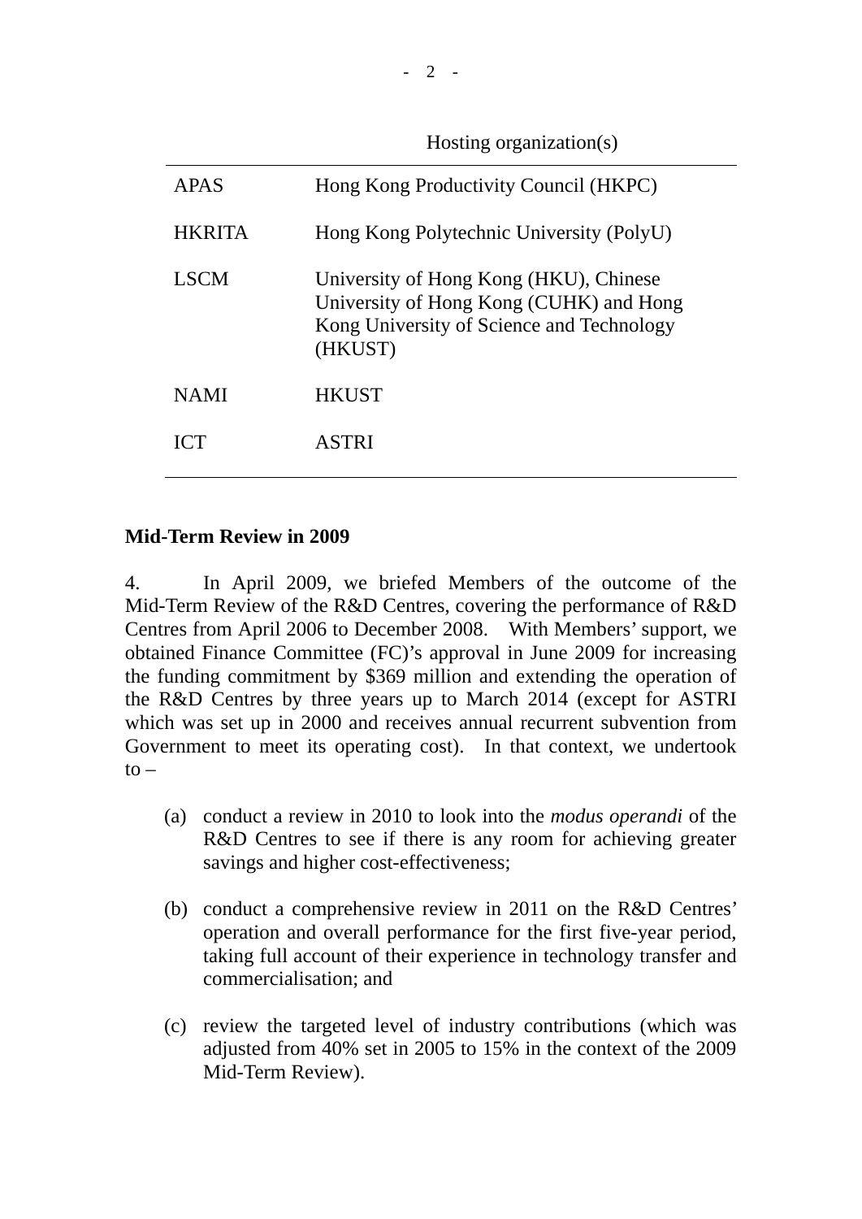| | Hosting organization(s) |
|---|---|
| APAS | Hong Kong Productivity Council (HKPC) |
| HKRITA | Hong Kong Polytechnic University (PolyU) |
| LSCM | University of Hong Kong (HKU), Chinese University of Hong Kong (CUHK) and Hong Kong University of Science and Technology (HKUST) |
| NAMI | HKUST |
| ICT | ASTRI |

**Mid-Term Review in 2009**

4. In April 2009, we briefed Members of the outcome of the Mid-Term Review of the R&D Centres, covering the performance of R&D Centres from April 2006 to December 2008. With Members' support, we obtained Finance Committee (FC)'s approval in June 2009 for increasing the funding commitment by $369 million and extending the operation of the R&D Centres by three years up to March 2014 (except for ASTRI which was set up in 2000 and receives annual recurrent subvention from Government to meet its operating cost). In that context, we undertook to –

(a) conduct a review in 2010 to look into the *modus operandi* of the R&D Centres to see if there is any room for achieving greater savings and higher cost-effectiveness;

(b) conduct a comprehensive review in 2011 on the R&D Centres' operation and overall performance for the first five-year period, taking full account of their experience in technology transfer and commercialisation; and

(c) review the targeted level of industry contributions (which was adjusted from 40% set in 2005 to 15% in the context of the 2009 Mid-Term Review).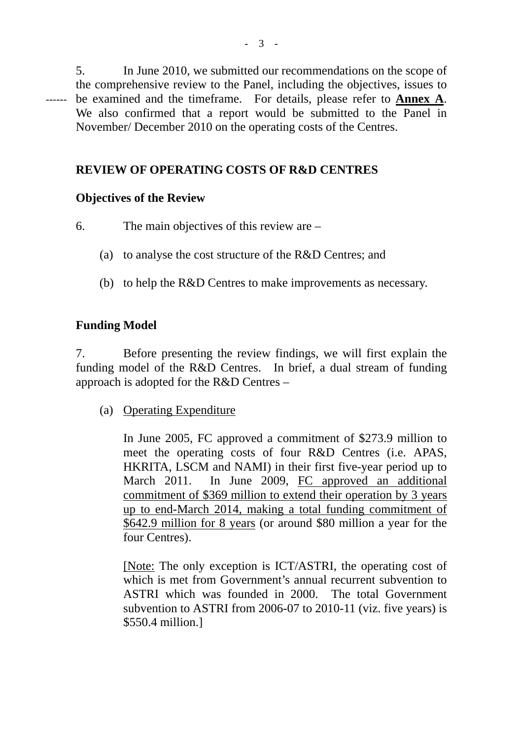5. In June 2010, we submitted our recommendations on the scope of the comprehensive review to the Panel, including the objectives, issues to be examined and the timeframe. For details, please refer to **Annex A**. We also confirmed that a report would be submitted to the Panel in November/ December 2010 on the operating costs of the Centres.

## REVIEW OF OPERATING COSTS OF R&D CENTRES

### Objectives of the Review

6. The main objectives of this review are –

(a) to analyse the cost structure of the R&D Centres; and

(b) to help the R&D Centres to make improvements as necessary.

### Funding Model

7. Before presenting the review findings, we will first explain the funding model of the R&D Centres. In brief, a dual stream of funding approach is adopted for the R&D Centres –

(a) Operating Expenditure

In June 2005, FC approved a commitment of $273.9 million to meet the operating costs of four R&D Centres (i.e. APAS, HKRITA, LSCM and NAMI) in their first five-year period up to March 2011. In June 2009, FC approved an additional commitment of $369 million to extend their operation by 3 years up to end-March 2014, making a total funding commitment of $642.9 million for 8 years (or around $80 million a year for the four Centres).

[Note: The only exception is ICT/ASTRI, the operating cost of which is met from Government's annual recurrent subvention to ASTRI which was founded in 2000. The total Government subvention to ASTRI from 2006-07 to 2010-11 (viz. five years) is $550.4 million.]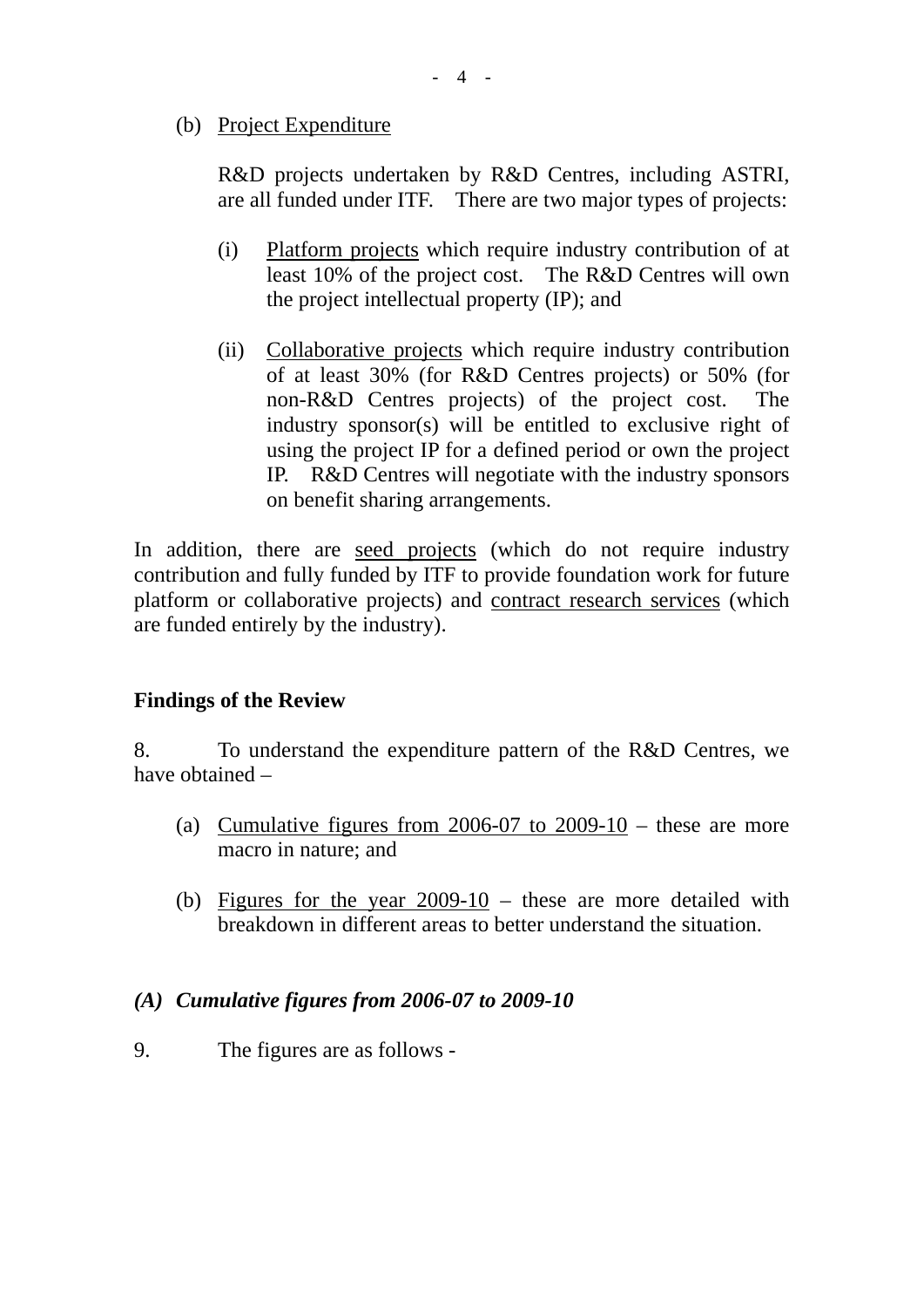(b) <u>Project Expenditure</u>

R&D projects undertaken by R&D Centres, including ASTRI, are all funded under ITF. There are two major types of projects:

(i) <u>Platform projects</u> which require industry contribution of at least 10% of the project cost. The R&D Centres will own the project intellectual property (IP); and

(ii) <u>Collaborative projects</u> which require industry contribution of at least 30% (for R&D Centres projects) or 50% (for non-R&D Centres projects) of the project cost. The industry sponsor(s) will be entitled to exclusive right of using the project IP for a defined period or own the project IP. R&D Centres will negotiate with the industry sponsors on benefit sharing arrangements.

In addition, there are <u>seed projects</u> (which do not require industry contribution and fully funded by ITF to provide foundation work for future platform or collaborative projects) and <u>contract research services</u> (which are funded entirely by the industry).

**Findings of the Review**

8. To understand the expenditure pattern of the R&D Centres, we have obtained –

(a) <u>Cumulative figures from 2006-07 to 2009-10</u> – these are more macro in nature; and

(b) <u>Figures for the year 2009-10</u> – these are more detailed with breakdown in different areas to better understand the situation.

***(A) Cumulative figures from 2006-07 to 2009-10***

9. The figures are as follows -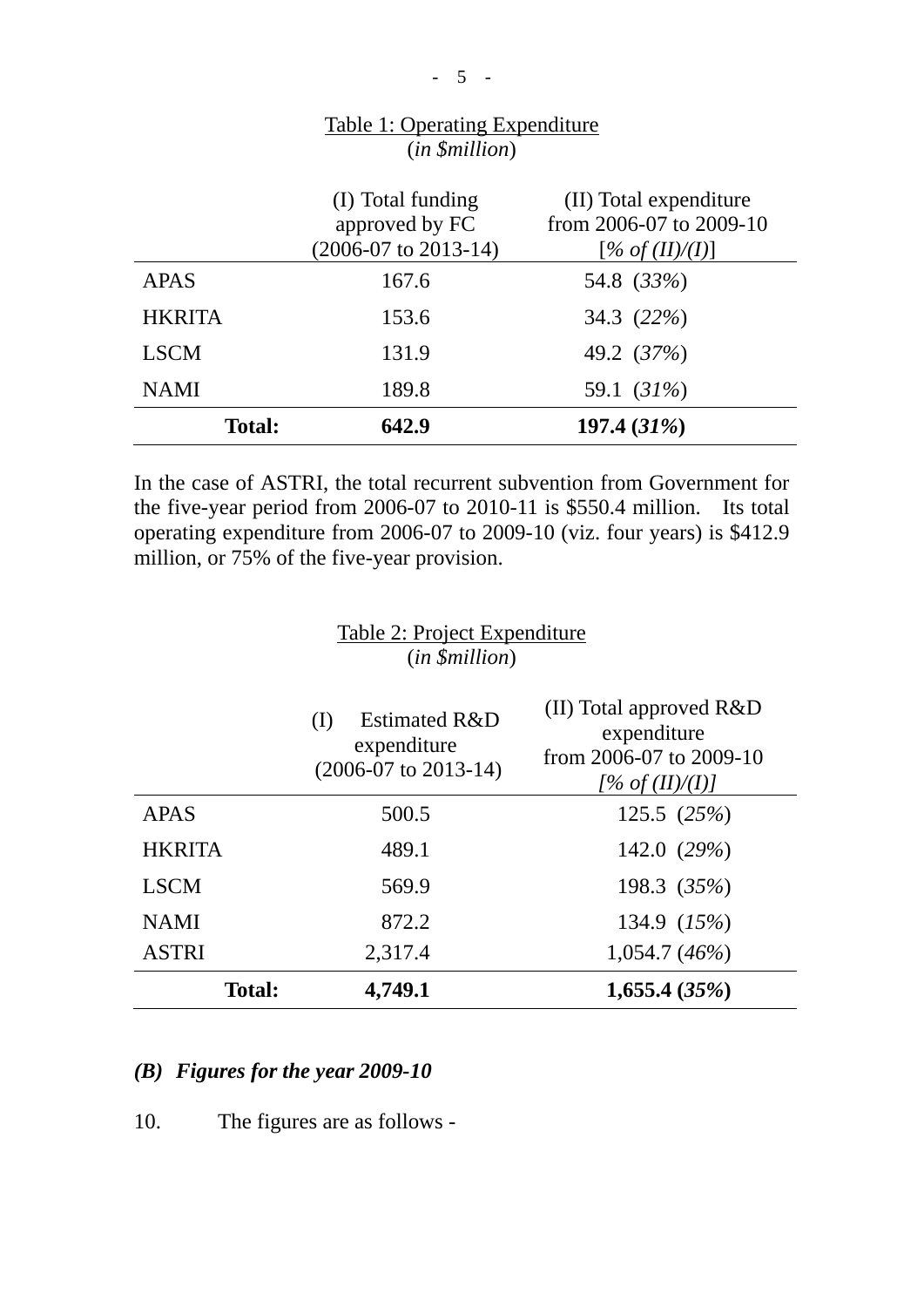Table 1: Operating Expenditure
(*in $million*)

| | (I) Total funding approved by FC (2006-07 to 2013-14) | (II) Total expenditure from 2006-07 to 2009-10 [*% of (II)/(I)*] |
|---|---|---|
| APAS | 167.6 | 54.8 (*33%*) |
| HKRITA | 153.6 | 34.3 (*22%*) |
| LSCM | 131.9 | 49.2 (*37%*) |
| NAMI | 189.8 | 59.1 (*31%*) |
| **Total:** | **642.9** | **197.4 (*31%*)** |

In the case of ASTRI, the total recurrent subvention from Government for the five-year period from 2006-07 to 2010-11 is $550.4 million. Its total operating expenditure from 2006-07 to 2009-10 (viz. four years) is $412.9 million, or 75% of the five-year provision.

Table 2: Project Expenditure
(*in $million*)

| | (I) Estimated R&D expenditure (2006-07 to 2013-14) | (II) Total approved R&D expenditure from 2006-07 to 2009-10 *[% of (II)/(I)]* |
|---|---|---|
| APAS | 500.5 | 125.5 (*25%*) |
| HKRITA | 489.1 | 142.0 (*29%*) |
| LSCM | 569.9 | 198.3 (*35%*) |
| NAMI | 872.2 | 134.9 (*15%*) |
| ASTRI | 2,317.4 | 1,054.7 (*46%*) |
| **Total:** | **4,749.1** | **1,655.4 (*35%*)** |

### *(B) Figures for the year 2009-10*

10. The figures are as follows -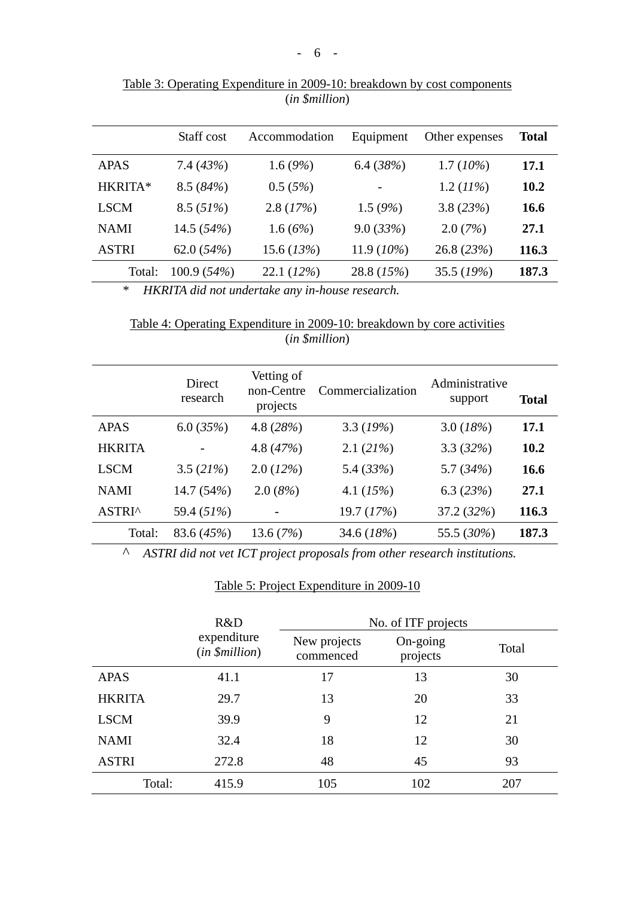Table 3: Operating Expenditure in 2009-10: breakdown by cost components
(*in $million*)

| | Staff cost | Accommodation | Equipment | Other expenses | **Total** |
|---|---|---|---|---|---|
| APAS | 7.4 (*43%*) | 1.6 (*9%*) | 6.4 (*38%*) | 1.7 (*10%*) | **17.1** |
| HKRITA* | 8.5 (*84%*) | 0.5 (*5%*) | - | 1.2 (*11%*) | **10.2** |
| LSCM | 8.5 (*51%*) | 2.8 (*17%*) | 1.5 (*9%*) | 3.8 (*23%*) | **16.6** |
| NAMI | 14.5 (*54%*) | 1.6 (*6%*) | 9.0 (*33%*) | 2.0 (*7%*) | **27.1** |
| ASTRI | 62.0 (*54%*) | 15.6 (*13%*) | 11.9 (*10%*) | 26.8 (*23%*) | **116.3** |
| Total: | 100.9 (*54%*) | 22.1 (*12%*) | 28.8 (*15%*) | 35.5 (*19%*) | **187.3** |

\* *HKRITA did not undertake any in-house research.*

Table 4: Operating Expenditure in 2009-10: breakdown by core activities
(*in $million*)

| | Direct research | Vetting of non-Centre projects | Commercialization | Administrative support | **Total** |
|---|---|---|---|---|---|
| APAS | 6.0 (*35%*) | 4.8 (*28%*) | 3.3 (*19%*) | 3.0 (*18%*) | **17.1** |
| HKRITA | - | 4.8 (*47%*) | 2.1 (*21%*) | 3.3 (*32%*) | **10.2** |
| LSCM | 3.5 (*21%*) | 2.0 (*12%*) | 5.4 (*33%*) | 5.7 (*34%*) | **16.6** |
| NAMI | 14.7 (54*%*) | 2.0 (*8%*) | 4.1 (*15%*) | 6.3 (*23%*) | **27.1** |
| ASTRI^ | 59.4 (*51%*) | - | 19.7 (*17%*) | 37.2 (*32%*) | **116.3** |
| Total: | 83.6 (*45%*) | 13.6 (*7%*) | 34.6 (*18%*) | 55.5 (*30%*) | **187.3** |

^ *ASTRI did not vet ICT project proposals from other research institutions.*

Table 5: Project Expenditure in 2009-10

| | R&D expenditure (*in $million*) | No. of ITF projects | | |
|---|---|---|---|---|
| | | New projects commenced | On-going projects | Total |
| APAS | 41.1 | 17 | 13 | 30 |
| HKRITA | 29.7 | 13 | 20 | 33 |
| LSCM | 39.9 | 9 | 12 | 21 |
| NAMI | 32.4 | 18 | 12 | 30 |
| ASTRI | 272.8 | 48 | 45 | 93 |
| Total: | 415.9 | 105 | 102 | 207 |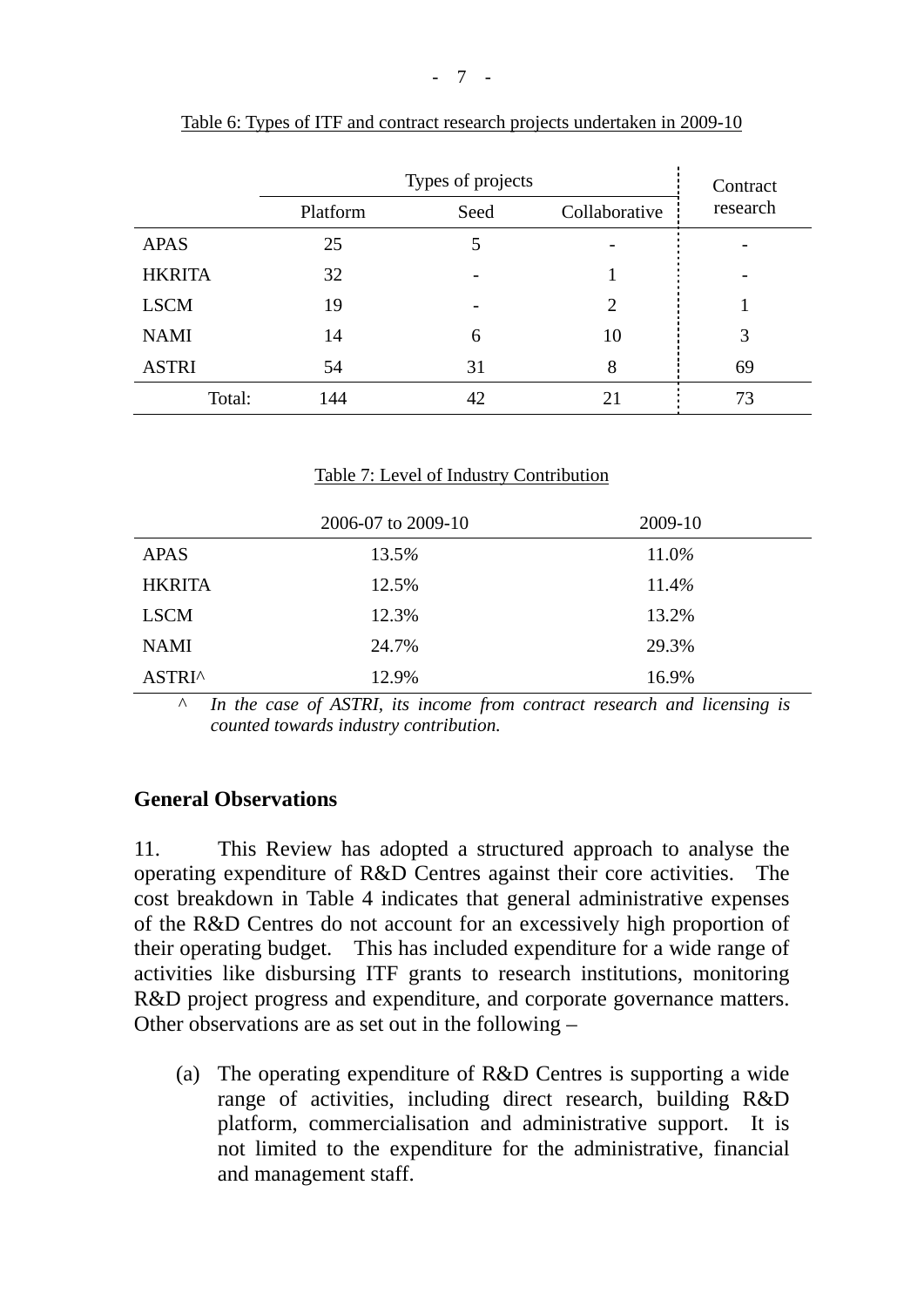Table 6: Types of ITF and contract research projects undertaken in 2009-10

| | Types of projects | | | Contract research |
|---|---|---|---|---|
| | Platform | Seed | Collaborative | |
| APAS | 25 | 5 | - | - |
| HKRITA | 32 | - | 1 | - |
| LSCM | 19 | - | 2 | 1 |
| NAMI | 14 | 6 | 10 | 3 |
| ASTRI | 54 | 31 | 8 | 69 |
| Total: | 144 | 42 | 21 | 73 |

Table 7: Level of Industry Contribution

| | 2006-07 to 2009-10 | 2009-10 |
|---|---|---|
| APAS | 13.5% | 11.0% |
| HKRITA | 12.5% | 11.4% |
| LSCM | 12.3% | 13.2% |
| NAMI | 24.7% | 29.3% |
| ASTRI^ | 12.9% | 16.9% |

^ *In the case of ASTRI, its income from contract research and licensing is counted towards industry contribution.*

## General Observations

11. This Review has adopted a structured approach to analyse the operating expenditure of R&D Centres against their core activities. The cost breakdown in Table 4 indicates that general administrative expenses of the R&D Centres do not account for an excessively high proportion of their operating budget. This has included expenditure for a wide range of activities like disbursing ITF grants to research institutions, monitoring R&D project progress and expenditure, and corporate governance matters. Other observations are as set out in the following –

(a) The operating expenditure of R&D Centres is supporting a wide range of activities, including direct research, building R&D platform, commercialisation and administrative support. It is not limited to the expenditure for the administrative, financial and management staff.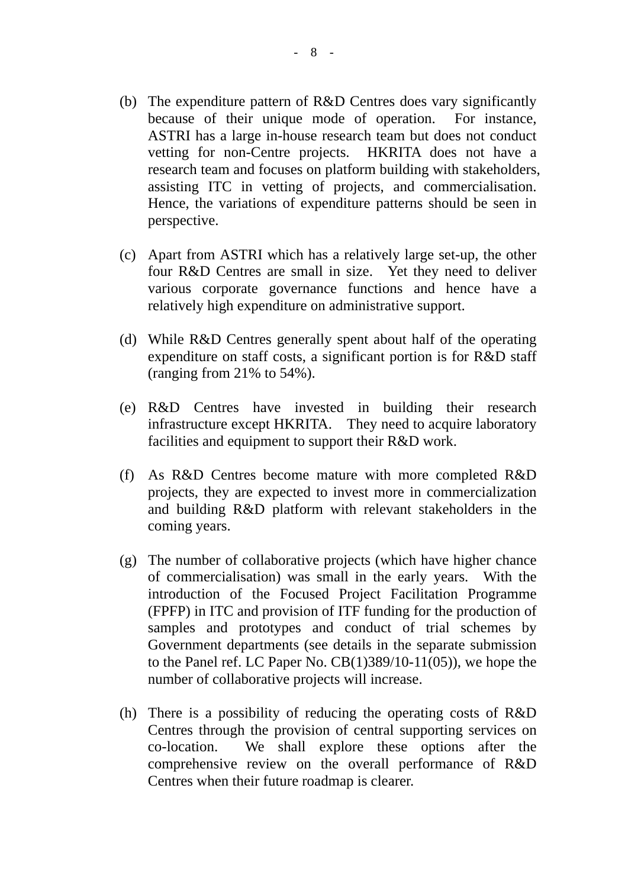(b) The expenditure pattern of R&D Centres does vary significantly because of their unique mode of operation. For instance, ASTRI has a large in-house research team but does not conduct vetting for non-Centre projects. HKRITA does not have a research team and focuses on platform building with stakeholders, assisting ITC in vetting of projects, and commercialisation. Hence, the variations of expenditure patterns should be seen in perspective.

(c) Apart from ASTRI which has a relatively large set-up, the other four R&D Centres are small in size. Yet they need to deliver various corporate governance functions and hence have a relatively high expenditure on administrative support.

(d) While R&D Centres generally spent about half of the operating expenditure on staff costs, a significant portion is for R&D staff (ranging from 21% to 54%).

(e) R&D Centres have invested in building their research infrastructure except HKRITA. They need to acquire laboratory facilities and equipment to support their R&D work.

(f) As R&D Centres become mature with more completed R&D projects, they are expected to invest more in commercialization and building R&D platform with relevant stakeholders in the coming years.

(g) The number of collaborative projects (which have higher chance of commercialisation) was small in the early years. With the introduction of the Focused Project Facilitation Programme (FPFP) in ITC and provision of ITF funding for the production of samples and prototypes and conduct of trial schemes by Government departments (see details in the separate submission to the Panel ref. LC Paper No. CB(1)389/10-11(05)), we hope the number of collaborative projects will increase.

(h) There is a possibility of reducing the operating costs of R&D Centres through the provision of central supporting services on co-location. We shall explore these options after the comprehensive review on the overall performance of R&D Centres when their future roadmap is clearer.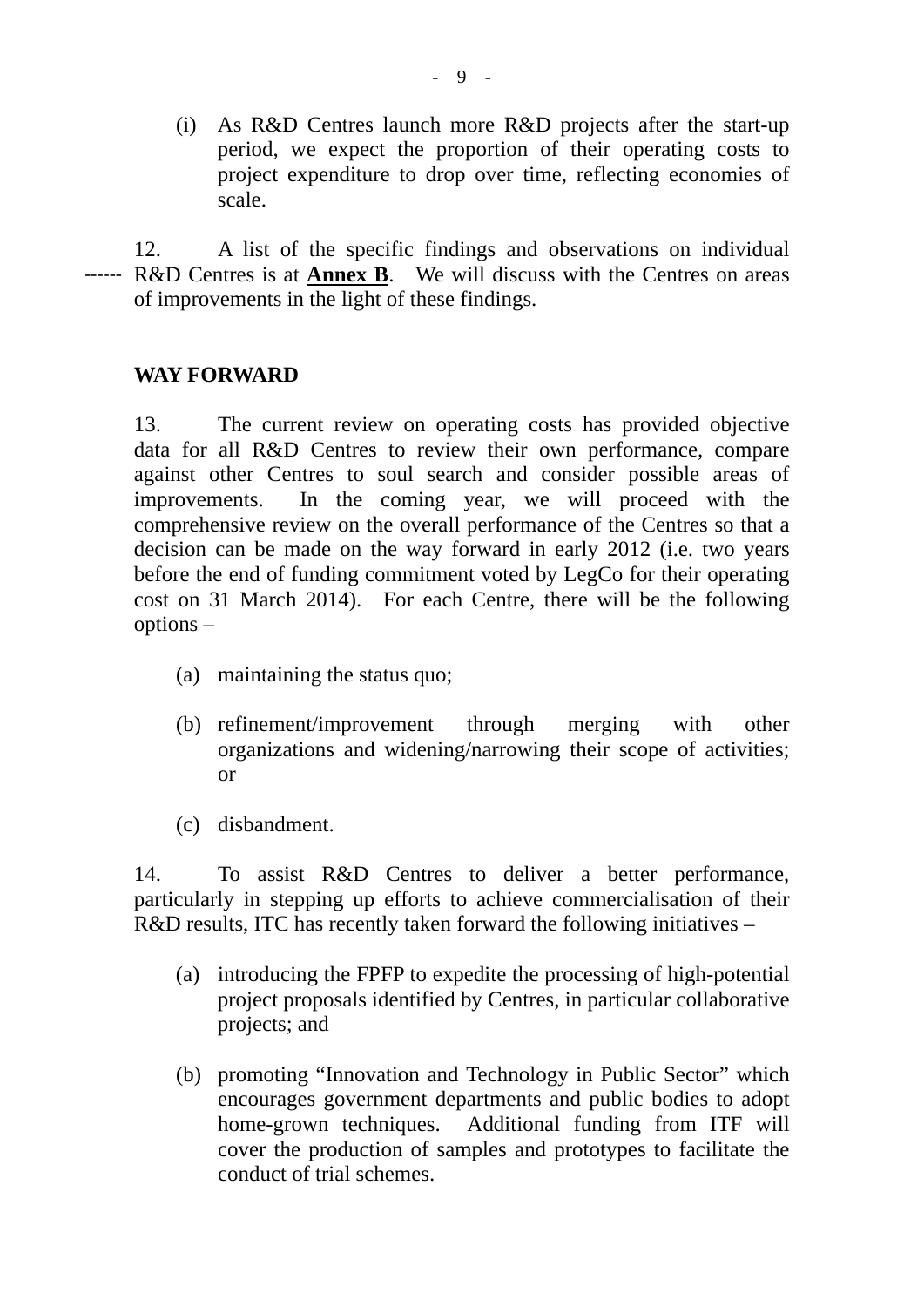(i) As R&D Centres launch more R&D projects after the start-up period, we expect the proportion of their operating costs to project expenditure to drop over time, reflecting economies of scale.

12. A list of the specific findings and observations on individual R&D Centres is at **Annex B**. We will discuss with the Centres on areas of improvements in the light of these findings.

**WAY FORWARD**

13. The current review on operating costs has provided objective data for all R&D Centres to review their own performance, compare against other Centres to soul search and consider possible areas of improvements. In the coming year, we will proceed with the comprehensive review on the overall performance of the Centres so that a decision can be made on the way forward in early 2012 (i.e. two years before the end of funding commitment voted by LegCo for their operating cost on 31 March 2014). For each Centre, there will be the following options –

(a) maintaining the status quo;

(b) refinement/improvement through merging with other organizations and widening/narrowing their scope of activities; or

(c) disbandment.

14. To assist R&D Centres to deliver a better performance, particularly in stepping up efforts to achieve commercialisation of their R&D results, ITC has recently taken forward the following initiatives –

(a) introducing the FPFP to expedite the processing of high-potential project proposals identified by Centres, in particular collaborative projects; and

(b) promoting "Innovation and Technology in Public Sector" which encourages government departments and public bodies to adopt home-grown techniques. Additional funding from ITF will cover the production of samples and prototypes to facilitate the conduct of trial schemes.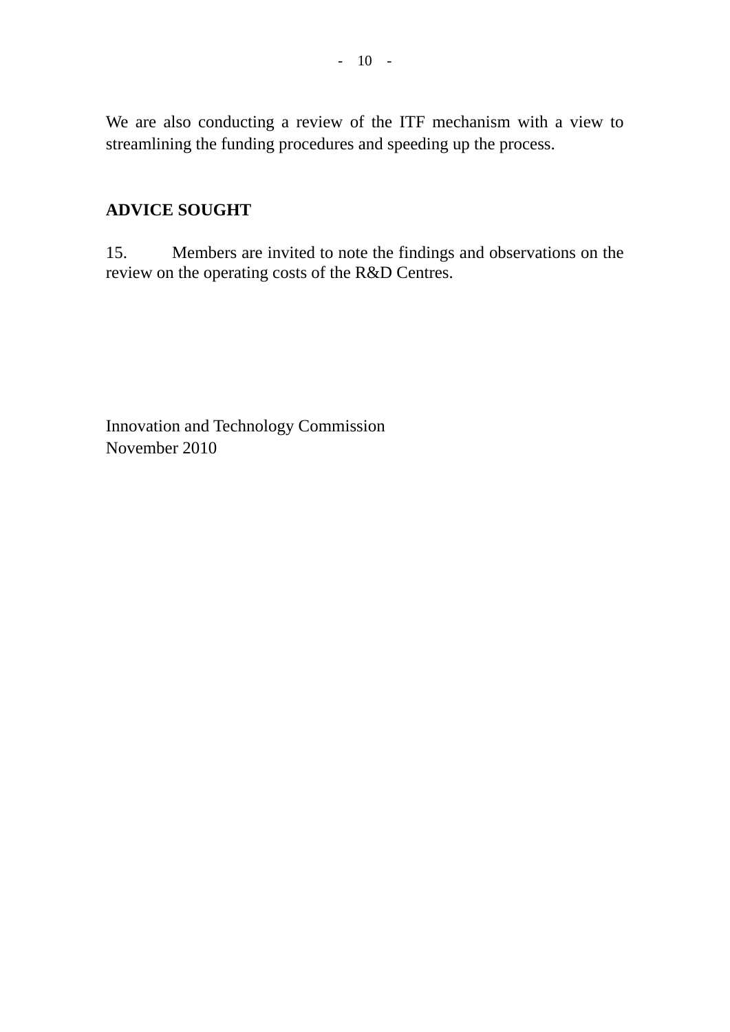We are also conducting a review of the ITF mechanism with a view to streamlining the funding procedures and speeding up the process.

## ADVICE SOUGHT

15. Members are invited to note the findings and observations on the review on the operating costs of the R&D Centres.

Innovation and Technology Commission
November 2010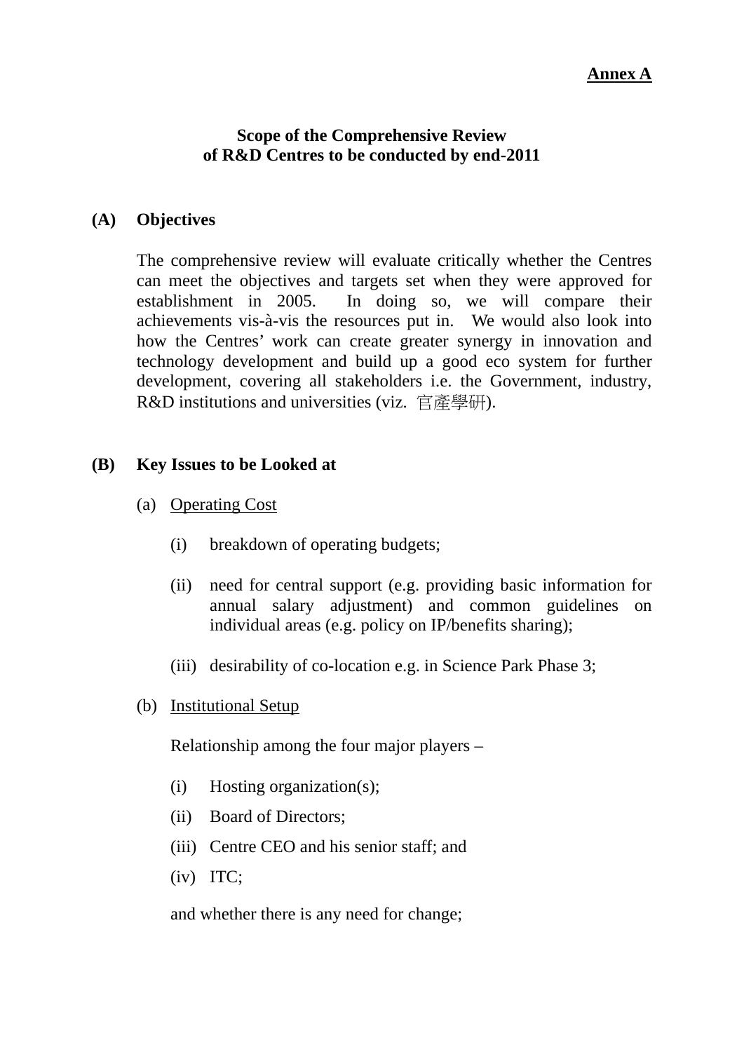**Annex A**

## Scope of the Comprehensive Review of R&D Centres to be conducted by end-2011

### (A) Objectives

The comprehensive review will evaluate critically whether the Centres can meet the objectives and targets set when they were approved for establishment in 2005. In doing so, we will compare their achievements vis-à-vis the resources put in. We would also look into how the Centres' work can create greater synergy in innovation and technology development and build up a good eco system for further development, covering all stakeholders i.e. the Government, industry, R&D institutions and universities (viz. 官產學研).

### (B) Key Issues to be Looked at

(a) Operating Cost

(i) breakdown of operating budgets;

(ii) need for central support (e.g. providing basic information for annual salary adjustment) and common guidelines on individual areas (e.g. policy on IP/benefits sharing);

(iii) desirability of co-location e.g. in Science Park Phase 3;

(b) Institutional Setup

Relationship among the four major players –

(i) Hosting organization(s);

(ii) Board of Directors;

(iii) Centre CEO and his senior staff; and

(iv) ITC;

and whether there is any need for change;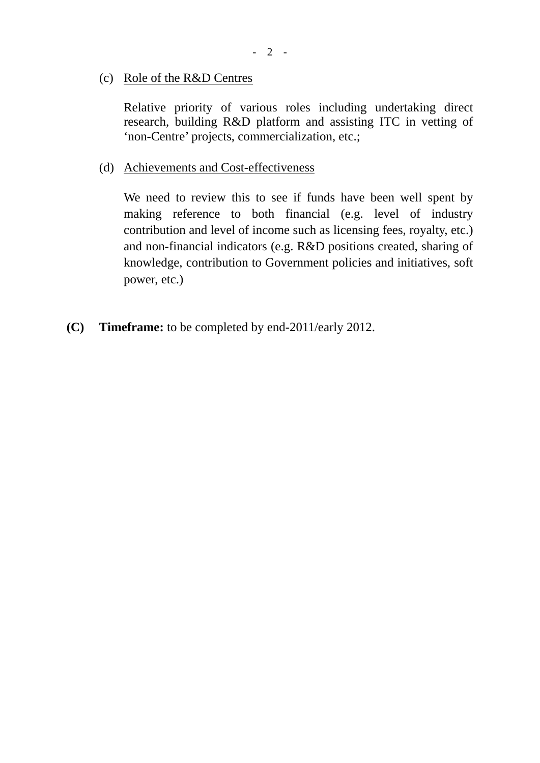(c) <u>Role of the R&D Centres</u>

Relative priority of various roles including undertaking direct research, building R&D platform and assisting ITC in vetting of 'non-Centre' projects, commercialization, etc.;

(d) <u>Achievements and Cost-effectiveness</u>

We need to review this to see if funds have been well spent by making reference to both financial (e.g. level of industry contribution and level of income such as licensing fees, royalty, etc.) and non-financial indicators (e.g. R&D positions created, sharing of knowledge, contribution to Government policies and initiatives, soft power, etc.)

**(C) Timeframe:** to be completed by end-2011/early 2012.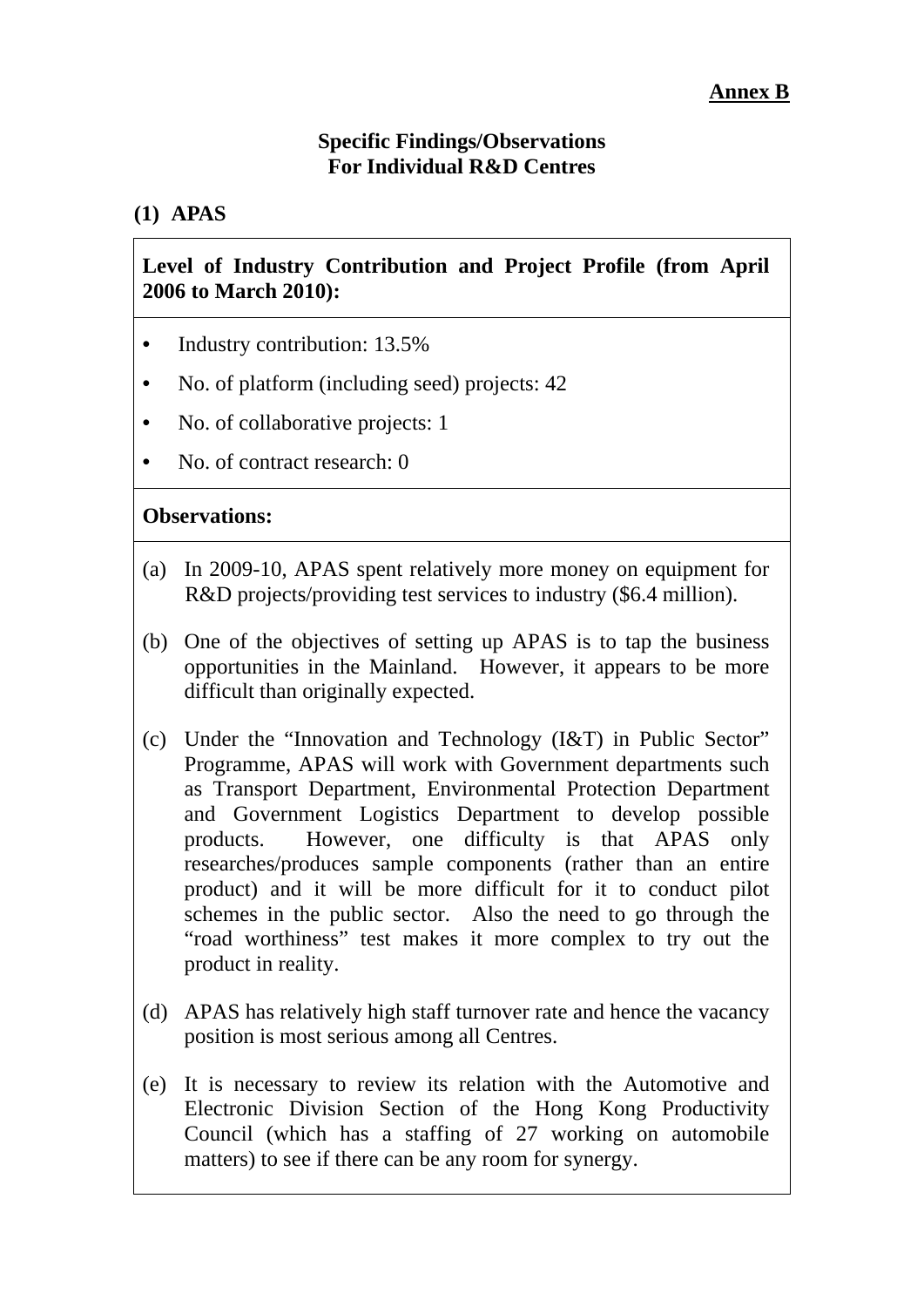**Annex B**

## Specific Findings/Observations For Individual R&D Centres

### (1) APAS

**Level of Industry Contribution and Project Profile (from April 2006 to March 2010):**

- Industry contribution: 13.5%
- No. of platform (including seed) projects: 42
- No. of collaborative projects: 1
- No. of contract research: 0

**Observations:**

(a) In 2009-10, APAS spent relatively more money on equipment for R&D projects/providing test services to industry ($6.4 million).

(b) One of the objectives of setting up APAS is to tap the business opportunities in the Mainland. However, it appears to be more difficult than originally expected.

(c) Under the "Innovation and Technology (I&T) in Public Sector" Programme, APAS will work with Government departments such as Transport Department, Environmental Protection Department and Government Logistics Department to develop possible products. However, one difficulty is that APAS only researches/produces sample components (rather than an entire product) and it will be more difficult for it to conduct pilot schemes in the public sector. Also the need to go through the "road worthiness" test makes it more complex to try out the product in reality.

(d) APAS has relatively high staff turnover rate and hence the vacancy position is most serious among all Centres.

(e) It is necessary to review its relation with the Automotive and Electronic Division Section of the Hong Kong Productivity Council (which has a staffing of 27 working on automobile matters) to see if there can be any room for synergy.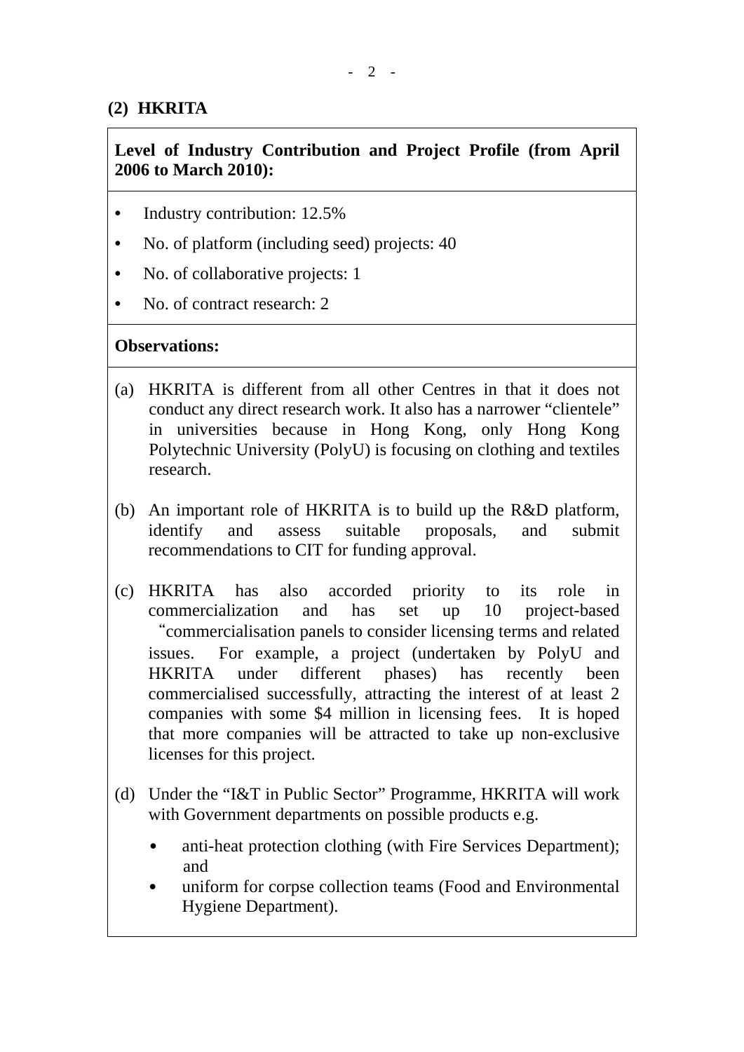## (2) HKRITA

**Level of Industry Contribution and Project Profile (from April 2006 to March 2010):**

- Industry contribution: 12.5%
- No. of platform (including seed) projects: 40
- No. of collaborative projects: 1
- No. of contract research: 2

**Observations:**

(a) HKRITA is different from all other Centres in that it does not conduct any direct research work. It also has a narrower "clientele" in universities because in Hong Kong, only Hong Kong Polytechnic University (PolyU) is focusing on clothing and textiles research.

(b) An important role of HKRITA is to build up the R&D platform, identify and assess suitable proposals, and submit recommendations to CIT for funding approval.

(c) HKRITA has also accorded priority to its role in commercialization and has set up 10 project-based "commercialisation panels to consider licensing terms and related issues. For example, a project (undertaken by PolyU and HKRITA under different phases) has recently been commercialised successfully, attracting the interest of at least 2 companies with some $4 million in licensing fees. It is hoped that more companies will be attracted to take up non-exclusive licenses for this project.

(d) Under the "I&T in Public Sector" Programme, HKRITA will work with Government departments on possible products e.g.

- anti-heat protection clothing (with Fire Services Department); and
- uniform for corpse collection teams (Food and Environmental Hygiene Department).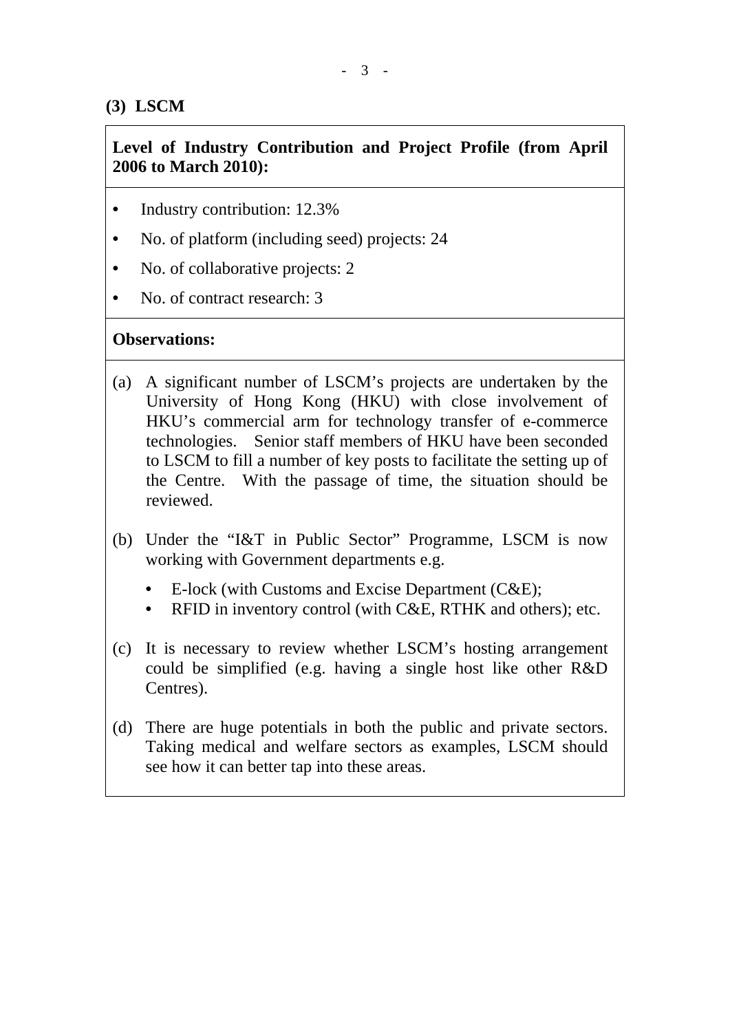### (3) LSCM

**Level of Industry Contribution and Project Profile (from April 2006 to March 2010):**

- Industry contribution: 12.3%
- No. of platform (including seed) projects: 24
- No. of collaborative projects: 2
- No. of contract research: 3

**Observations:**

(a) A significant number of LSCM's projects are undertaken by the University of Hong Kong (HKU) with close involvement of HKU's commercial arm for technology transfer of e-commerce technologies. Senior staff members of HKU have been seconded to LSCM to fill a number of key posts to facilitate the setting up of the Centre. With the passage of time, the situation should be reviewed.

(b) Under the "I&T in Public Sector" Programme, LSCM is now working with Government departments e.g.

- E-lock (with Customs and Excise Department (C&E);
- RFID in inventory control (with C&E, RTHK and others); etc.

(c) It is necessary to review whether LSCM's hosting arrangement could be simplified (e.g. having a single host like other R&D Centres).

(d) There are huge potentials in both the public and private sectors. Taking medical and welfare sectors as examples, LSCM should see how it can better tap into these areas.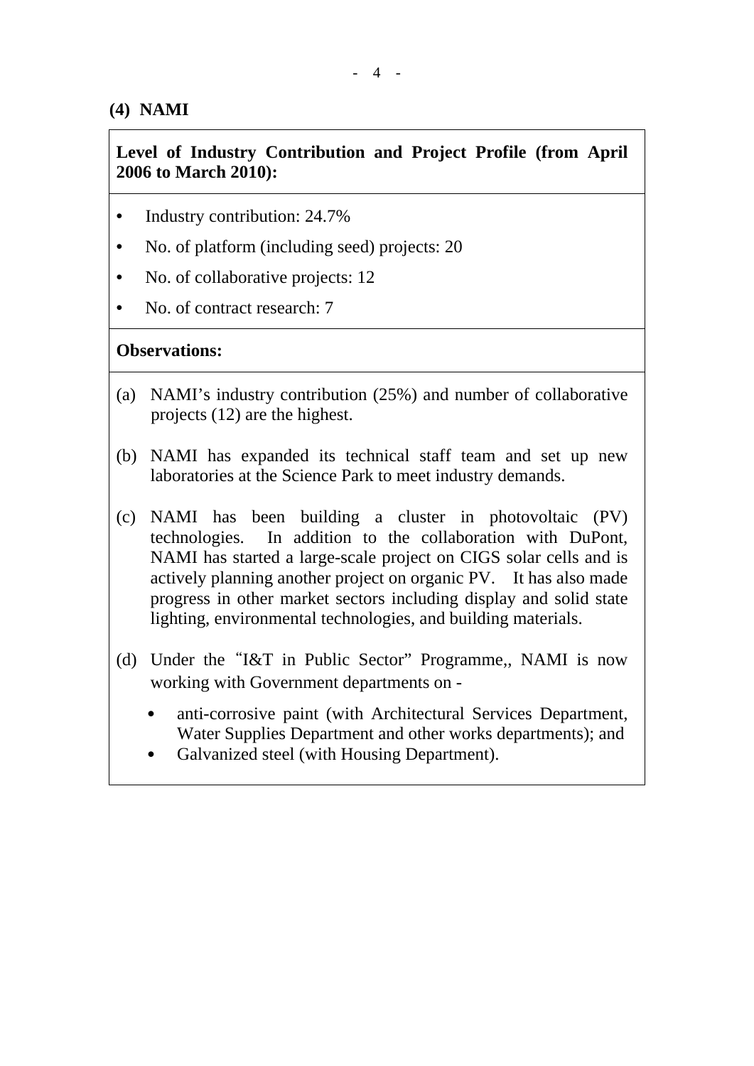## (4) NAMI

**Level of Industry Contribution and Project Profile (from April 2006 to March 2010):**

- Industry contribution: 24.7%
- No. of platform (including seed) projects: 20
- No. of collaborative projects: 12
- No. of contract research: 7

**Observations:**

(a) NAMI's industry contribution (25%) and number of collaborative projects (12) are the highest.

(b) NAMI has expanded its technical staff team and set up new laboratories at the Science Park to meet industry demands.

(c) NAMI has been building a cluster in photovoltaic (PV) technologies. In addition to the collaboration with DuPont, NAMI has started a large-scale project on CIGS solar cells and is actively planning another project on organic PV. It has also made progress in other market sectors including display and solid state lighting, environmental technologies, and building materials.

(d) Under the "I&T in Public Sector" Programme,, NAMI is now working with Government departments on -

- anti-corrosive paint (with Architectural Services Department, Water Supplies Department and other works departments); and
- Galvanized steel (with Housing Department).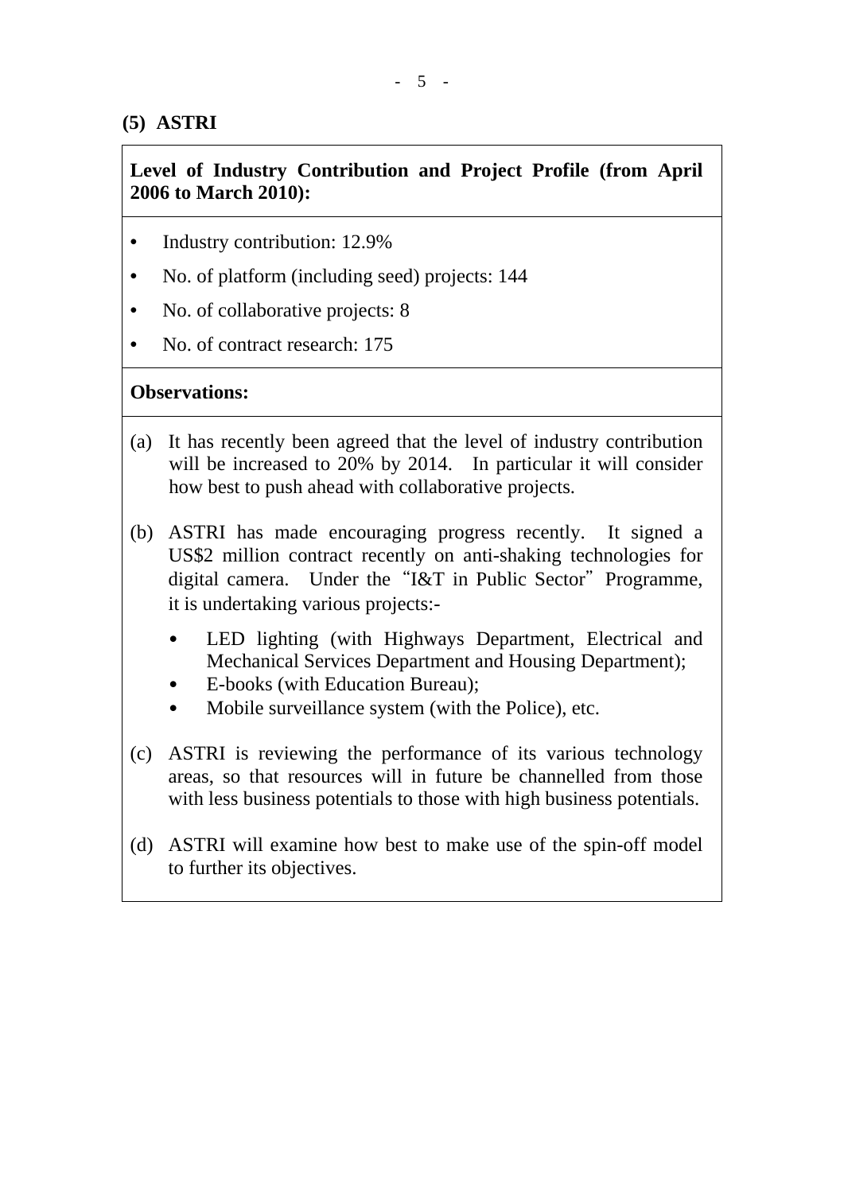## (5) ASTRI

**Level of Industry Contribution and Project Profile (from April 2006 to March 2010):**

- Industry contribution: 12.9%
- No. of platform (including seed) projects: 144
- No. of collaborative projects: 8
- No. of contract research: 175

**Observations:**

(a) It has recently been agreed that the level of industry contribution will be increased to 20% by 2014. In particular it will consider how best to push ahead with collaborative projects.

(b) ASTRI has made encouraging progress recently. It signed a US$2 million contract recently on anti-shaking technologies for digital camera. Under the "I&T in Public Sector" Programme, it is undertaking various projects:-

- LED lighting (with Highways Department, Electrical and Mechanical Services Department and Housing Department);
- E-books (with Education Bureau);
- Mobile surveillance system (with the Police), etc.

(c) ASTRI is reviewing the performance of its various technology areas, so that resources will in future be channelled from those with less business potentials to those with high business potentials.

(d) ASTRI will examine how best to make use of the spin-off model to further its objectives.